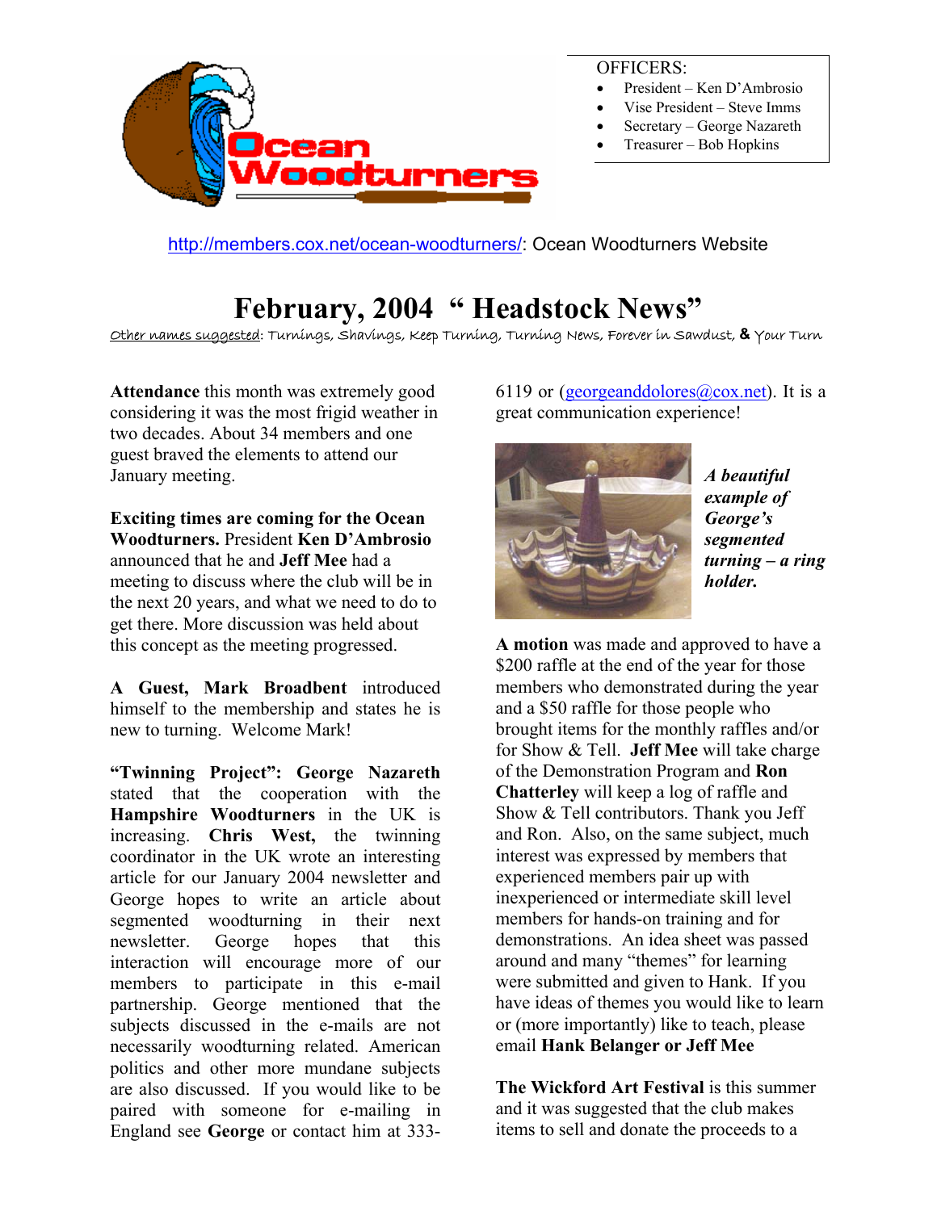OFFICERS:

- President – Ken D'Ambrosio
- Vise President – Steve Imms
- Secretary – George Nazareth
- Treasurer – Bob Hopkins

http://members.cox.net/ocean-woodturners/: Ocean Woodturners Website

# February, 2004 " Headstock News"

Other names suggested: Turnings, Shavings, Keep Turning, Turning News, Forever in Sawdust, & Your Turn

**Attendance** this month was extremely good considering it was the most frigid weather in two decades. About 34 members and one guest braved the elements to attend our January meeting.

**Exciting times are coming for the Ocean Woodturners.** President **Ken D'Ambrosio** announced that he and **Jeff Mee** had a meeting to discuss where the club will be in the next 20 years, and what we need to do to get there. More discussion was held about this concept as the meeting progressed.

**A Guest, Mark Broadbent** introduced himself to the membership and states he is new to turning. Welcome Mark!

**"Twinning Project": George Nazareth** stated that the cooperation with the **Hampshire Woodturners** in the UK is increasing. **Chris West,** the twinning coordinator in the UK wrote an interesting article for our January 2004 newsletter and George hopes to write an article about segmented woodturning in their next newsletter. George hopes that this interaction will encourage more of our members to participate in this e-mail partnership. George mentioned that the subjects discussed in the e-mails are not necessarily woodturning related. American politics and other more mundane subjects are also discussed. If you would like to be paired with someone for e-mailing in England see **George** or contact him at 333-6119 or (georgeanddolores@cox.net). It is a great communication experience!

***A beautiful example of George's segmented turning – a ring holder.***

**A motion** was made and approved to have a $200 raffle at the end of the year for those members who demonstrated during the year and a $50 raffle for those people who brought items for the monthly raffles and/or for Show & Tell. **Jeff Mee** will take charge of the Demonstration Program and **Ron Chatterley** will keep a log of raffle and Show & Tell contributors. Thank you Jeff and Ron. Also, on the same subject, much interest was expressed by members that experienced members pair up with inexperienced or intermediate skill level members for hands-on training and for demonstrations. An idea sheet was passed around and many "themes" for learning were submitted and given to Hank. If you have ideas of themes you would like to learn or (more importantly) like to teach, please email **Hank Belanger or Jeff Mee**

**The Wickford Art Festival** is this summer and it was suggested that the club makes items to sell and donate the proceeds to a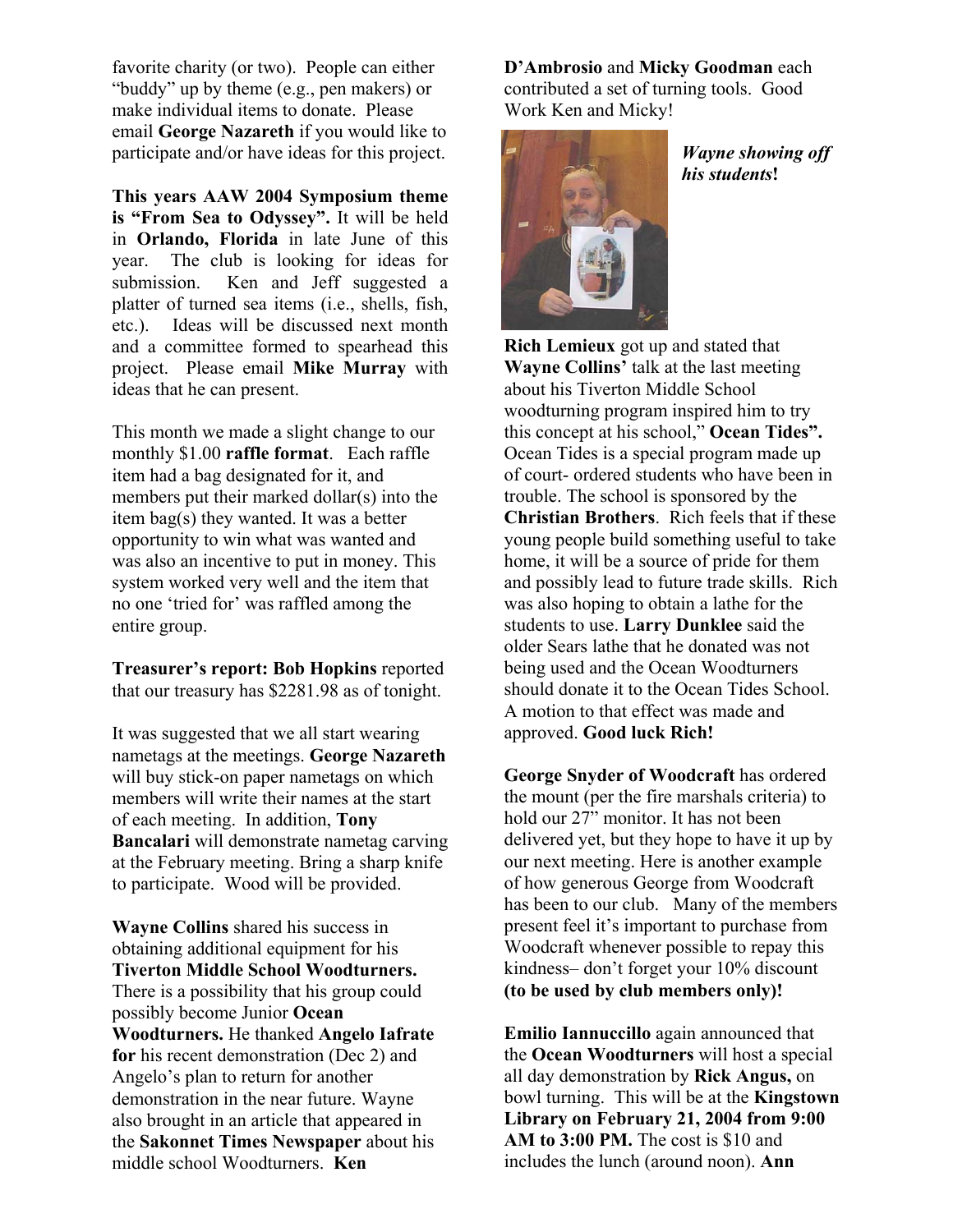favorite charity (or two). People can either "buddy" up by theme (e.g., pen makers) or make individual items to donate. Please email **George Nazareth** if you would like to participate and/or have ideas for this project.

**This years AAW 2004 Symposium theme is "From Sea to Odyssey".** It will be held in **Orlando, Florida** in late June of this year. The club is looking for ideas for submission. Ken and Jeff suggested a platter of turned sea items (i.e., shells, fish, etc.). Ideas will be discussed next month and a committee formed to spearhead this project. Please email **Mike Murray** with ideas that he can present.

This month we made a slight change to our monthly $1.00 **raffle format**. Each raffle item had a bag designated for it, and members put their marked dollar(s) into the item bag(s) they wanted. It was a better opportunity to win what was wanted and was also an incentive to put in money. This system worked very well and the item that no one 'tried for' was raffled among the entire group.

**Treasurer's report: Bob Hopkins** reported that our treasury has $2281.98 as of tonight.

It was suggested that we all start wearing nametags at the meetings. **George Nazareth** will buy stick-on paper nametags on which members will write their names at the start of each meeting. In addition, **Tony Bancalari** will demonstrate nametag carving at the February meeting. Bring a sharp knife to participate. Wood will be provided.

**Wayne Collins** shared his success in obtaining additional equipment for his **Tiverton Middle School Woodturners.** There is a possibility that his group could possibly become Junior **Ocean Woodturners.** He thanked **Angelo Iafrate for** his recent demonstration (Dec 2) and Angelo's plan to return for another demonstration in the near future. Wayne also brought in an article that appeared in the **Sakonnet Times Newspaper** about his middle school Woodturners. **Ken D'Ambrosio** and **Micky Goodman** each contributed a set of turning tools. Good Work Ken and Micky!

***Wayne showing off his students!***

**Rich Lemieux** got up and stated that **Wayne Collins'** talk at the last meeting about his Tiverton Middle School woodturning program inspired him to try this concept at his school," **Ocean Tides".** Ocean Tides is a special program made up of court- ordered students who have been in trouble. The school is sponsored by the **Christian Brothers**. Rich feels that if these young people build something useful to take home, it will be a source of pride for them and possibly lead to future trade skills. Rich was also hoping to obtain a lathe for the students to use. **Larry Dunklee** said the older Sears lathe that he donated was not being used and the Ocean Woodturners should donate it to the Ocean Tides School. A motion to that effect was made and approved. **Good luck Rich!**

**George Snyder of Woodcraft** has ordered the mount (per the fire marshals criteria) to hold our 27" monitor. It has not been delivered yet, but they hope to have it up by our next meeting. Here is another example of how generous George from Woodcraft has been to our club. Many of the members present feel it's important to purchase from Woodcraft whenever possible to repay this kindness– don't forget your 10% discount **(to be used by club members only)!**

**Emilio Iannuccillo** again announced that the **Ocean Woodturners** will host a special all day demonstration by **Rick Angus,** on bowl turning. This will be at the **Kingstown Library on February 21, 2004 from 9:00 AM to 3:00 PM.** The cost is $10 and includes the lunch (around noon). **Ann**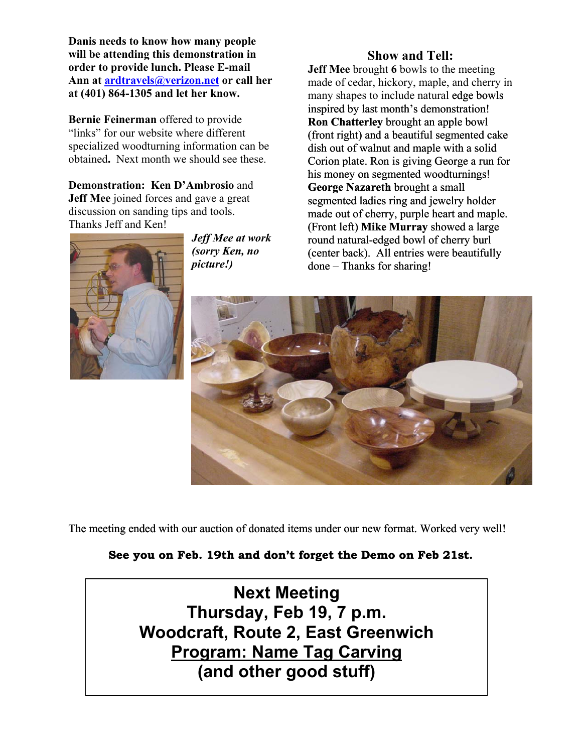**Danis needs to know how many people will be attending this demonstration in order to provide lunch. Please E-mail Ann at [ardtravels@verizon.net](mailto:ardtravels@verizon.net) or call her at (401) 864-1305 and let her know.**

**Bernie Feinerman** offered to provide "links" for our website where different specialized woodturning information can be obtained**.** Next month we should see these.

**Demonstration: Ken D'Ambrosio** and **Jeff Mee** joined forces and gave a great discussion on sanding tips and tools. Thanks Jeff and Ken!

***Jeff Mee at work (sorry Ken, no picture!)***

## Show and Tell:

**Jeff Mee** brought **6** bowls to the meeting made of cedar, hickory, maple, and cherry in many shapes to include natural edge bowls inspired by last month's demonstration! **Ron Chatterley** brought an apple bowl (front right) and a beautiful segmented cake dish out of walnut and maple with a solid Corion plate. Ron is giving George a run for his money on segmented woodturnings! **George Nazareth** brought a small segmented ladies ring and jewelry holder made out of cherry, purple heart and maple. (Front left) **Mike Murray** showed a large round natural-edged bowl of cherry burl (center back). All entries were beautifully done – Thanks for sharing!

The meeting ended with our auction of donated items under our new format. Worked very well!

**See you on Feb. 19th and don't forget the Demo on Feb 21st.**

**Next Meeting**
**Thursday, Feb 19, 7 p.m.**
**Woodcraft, Route 2, East Greenwich**
**<u>Program: Name Tag Carving</u>**
**(and other good stuff)**